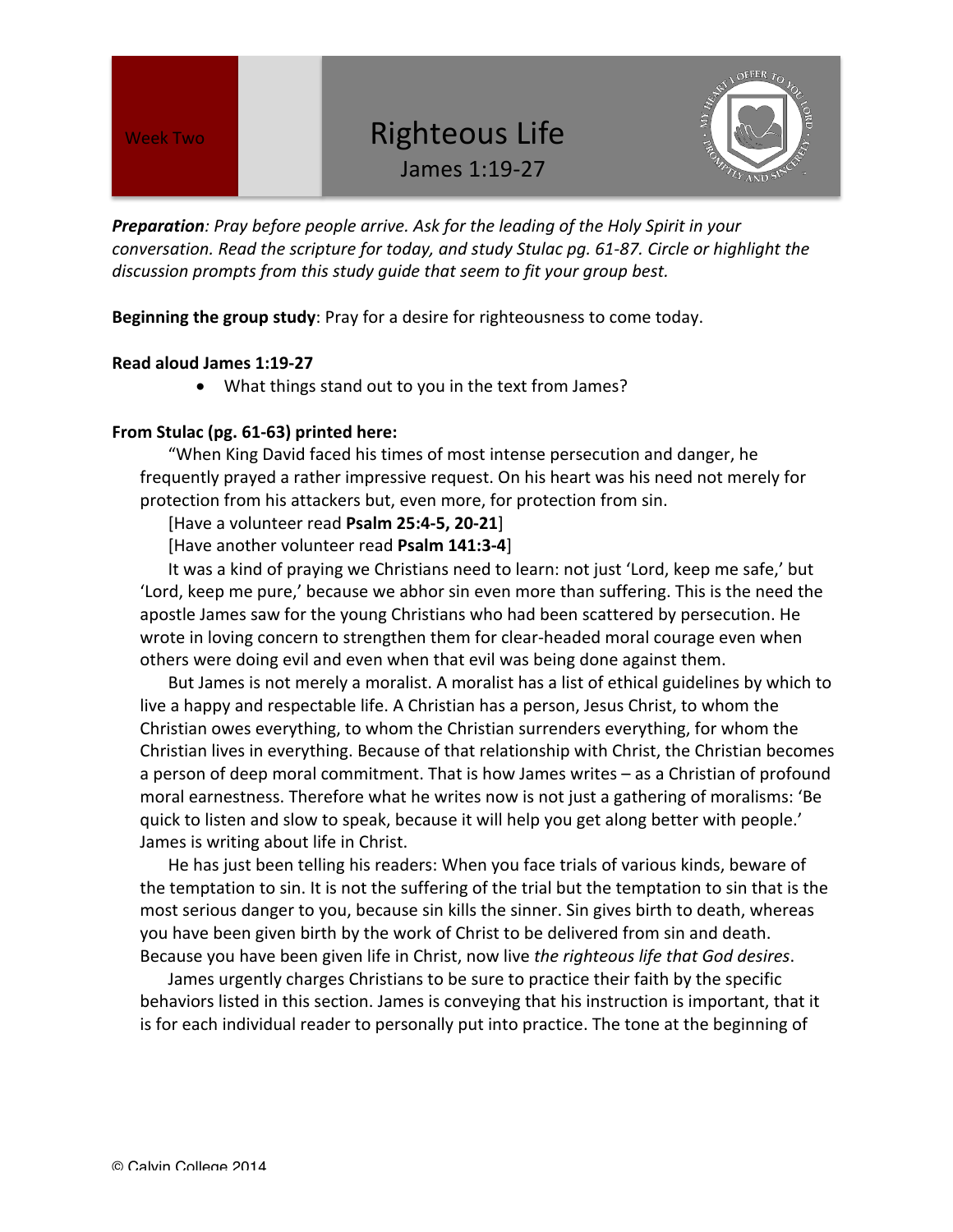Week Two

# Righteous Life

## James 1:19-27

***Preparation**: Pray before people arrive. Ask for the leading of the Holy Spirit in your conversation. Read the scripture for today, and study Stulac pg. 61-87. Circle or highlight the discussion prompts from this study guide that seem to fit your group best.*

**Beginning the group study**: Pray for a desire for righteousness to come today.

**Read aloud James 1:19-27**

- What things stand out to you in the text from James?

**From Stulac (pg. 61-63) printed here:**

"When King David faced his times of most intense persecution and danger, he frequently prayed a rather impressive request. On his heart was his need not merely for protection from his attackers but, even more, for protection from sin.

[Have a volunteer read **Psalm 25:4-5, 20-21**]

[Have another volunteer read **Psalm 141:3-4**]

It was a kind of praying we Christians need to learn: not just 'Lord, keep me safe,' but 'Lord, keep me pure,' because we abhor sin even more than suffering. This is the need the apostle James saw for the young Christians who had been scattered by persecution. He wrote in loving concern to strengthen them for clear-headed moral courage even when others were doing evil and even when that evil was being done against them.

But James is not merely a moralist. A moralist has a list of ethical guidelines by which to live a happy and respectable life. A Christian has a person, Jesus Christ, to whom the Christian owes everything, to whom the Christian surrenders everything, for whom the Christian lives in everything. Because of that relationship with Christ, the Christian becomes a person of deep moral commitment. That is how James writes – as a Christian of profound moral earnestness. Therefore what he writes now is not just a gathering of moralisms: 'Be quick to listen and slow to speak, because it will help you get along better with people.' James is writing about life in Christ.

He has just been telling his readers: When you face trials of various kinds, beware of the temptation to sin. It is not the suffering of the trial but the temptation to sin that is the most serious danger to you, because sin kills the sinner. Sin gives birth to death, whereas you have been given birth by the work of Christ to be delivered from sin and death. Because you have been given life in Christ, now live *the righteous life that God desires*.

James urgently charges Christians to be sure to practice their faith by the specific behaviors listed in this section. James is conveying that his instruction is important, that it is for each individual reader to personally put into practice. The tone at the beginning of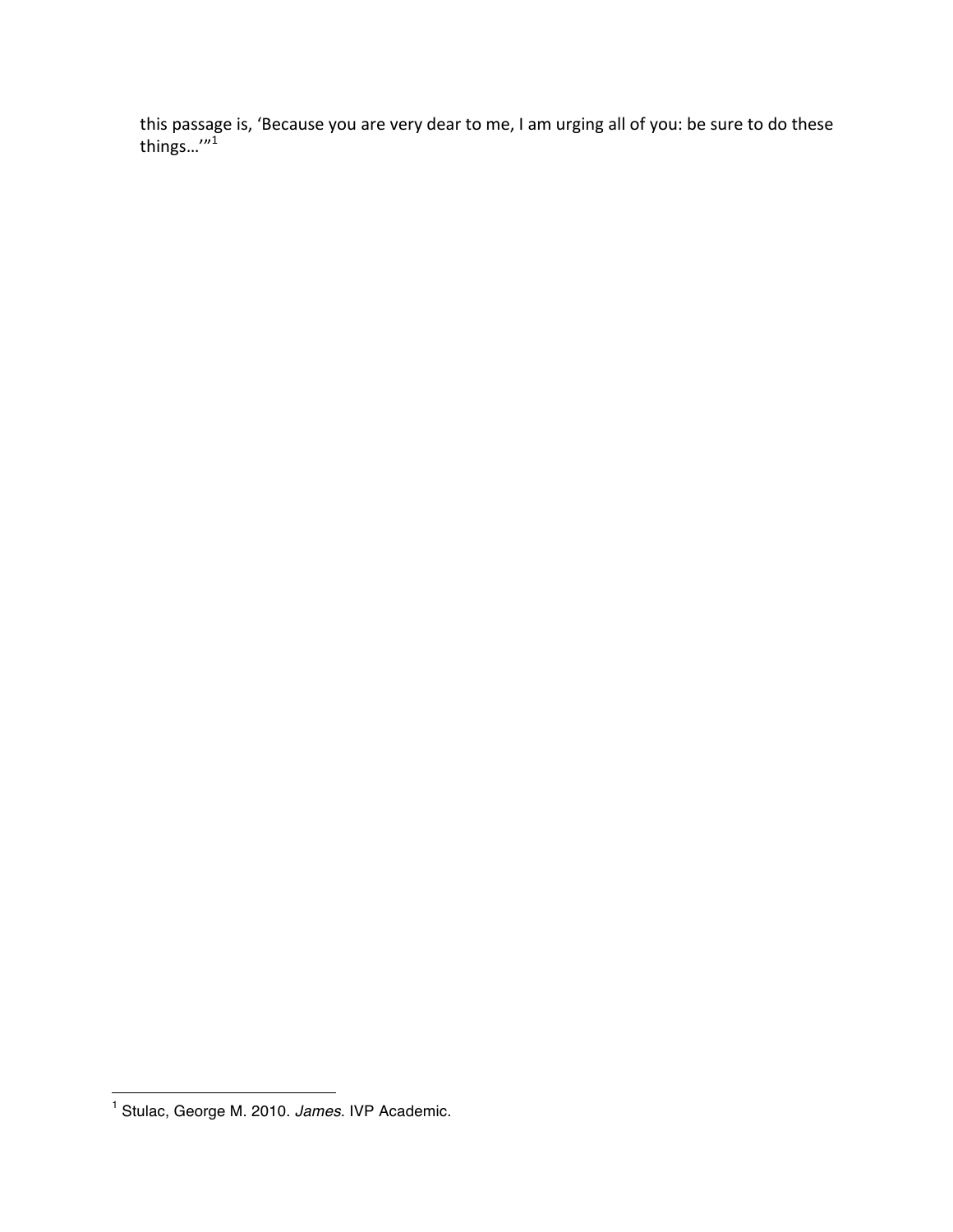this passage is, 'Because you are very dear to me, I am urging all of you: be sure to do these things…'"[1]

---

[1] Stulac, George M. 2010. *James*. IVP Academic.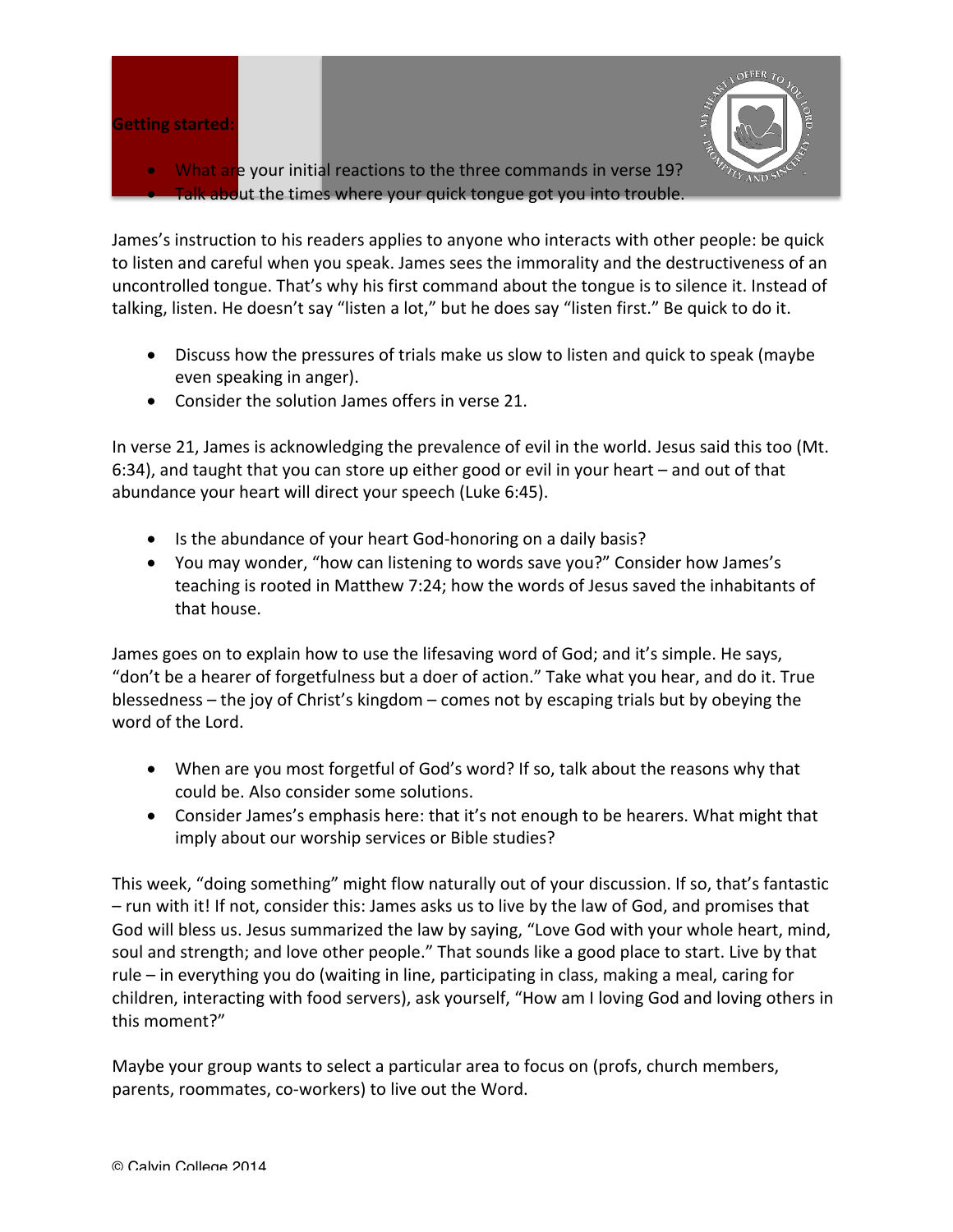**Getting started:**

- What are your initial reactions to the three commands in verse 19?
- Talk about the times where your quick tongue got you into trouble.

James's instruction to his readers applies to anyone who interacts with other people: be quick to listen and careful when you speak. James sees the immorality and the destructiveness of an uncontrolled tongue. That's why his first command about the tongue is to silence it. Instead of talking, listen. He doesn't say "listen a lot," but he does say "listen first." Be quick to do it.

- Discuss how the pressures of trials make us slow to listen and quick to speak (maybe even speaking in anger).
- Consider the solution James offers in verse 21.

In verse 21, James is acknowledging the prevalence of evil in the world. Jesus said this too (Mt. 6:34), and taught that you can store up either good or evil in your heart – and out of that abundance your heart will direct your speech (Luke 6:45).

- Is the abundance of your heart God-honoring on a daily basis?
- You may wonder, "how can listening to words save you?" Consider how James's teaching is rooted in Matthew 7:24; how the words of Jesus saved the inhabitants of that house.

James goes on to explain how to use the lifesaving word of God; and it's simple. He says, "don't be a hearer of forgetfulness but a doer of action." Take what you hear, and do it. True blessedness – the joy of Christ's kingdom – comes not by escaping trials but by obeying the word of the Lord.

- When are you most forgetful of God's word? If so, talk about the reasons why that could be. Also consider some solutions.
- Consider James's emphasis here: that it's not enough to be hearers. What might that imply about our worship services or Bible studies?

This week, "doing something" might flow naturally out of your discussion. If so, that's fantastic – run with it! If not, consider this: James asks us to live by the law of God, and promises that God will bless us. Jesus summarized the law by saying, "Love God with your whole heart, mind, soul and strength; and love other people." That sounds like a good place to start. Live by that rule – in everything you do (waiting in line, participating in class, making a meal, caring for children, interacting with food servers), ask yourself, "How am I loving God and loving others in this moment?"

Maybe your group wants to select a particular area to focus on (profs, church members, parents, roommates, co-workers) to live out the Word.

© Calvin College 2014